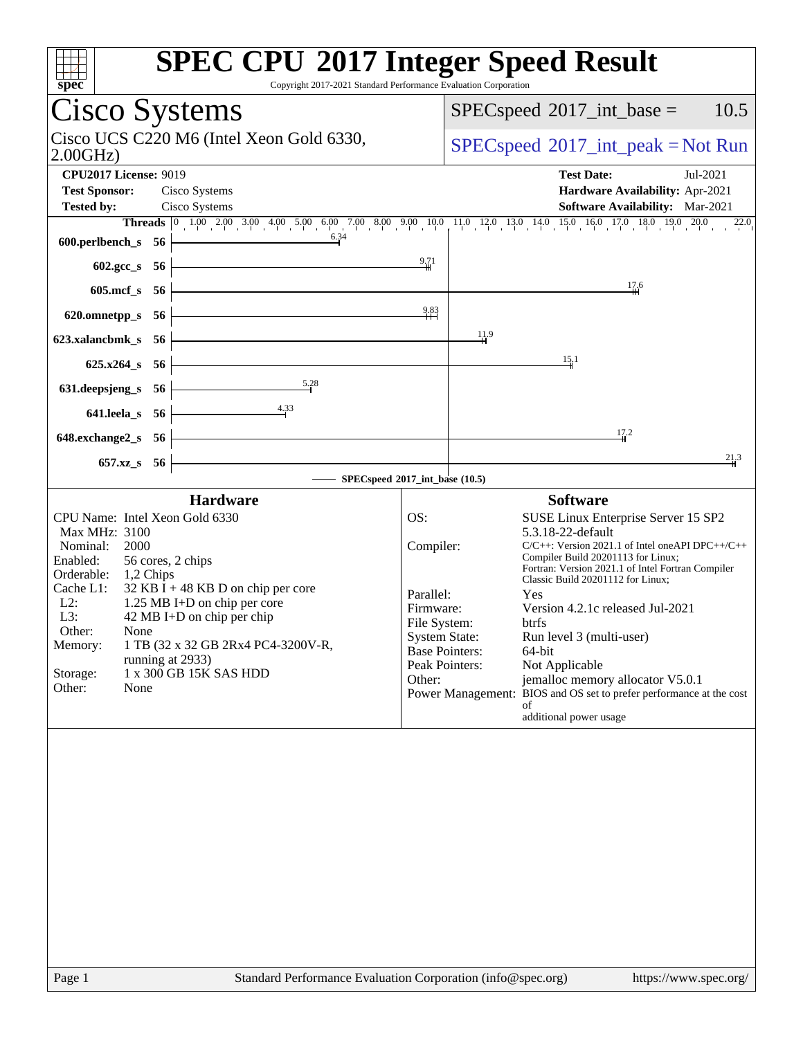# SPEC CPU 2017 Integer Speed Result

Copyright 2017-2021 Standard Performance Evaluation Corporation

## Cisco Systems

Cisco UCS C220 M6 (Intel Xeon Gold 6330, 2.00GHz)

SPECspeed 2017_int_base = 10.5

SPECspeed 2017_int_peak = Not Run

**CPU2017 License:** 9019
**Test Sponsor:** Cisco Systems
**Tested by:** Cisco Systems

**Test Date:** Jul-2021
**Hardware Availability:** Apr-2021
**Software Availability:** Mar-2021

| Benchmark | Threads | Base |
|---|---|---|
| 600.perlbench_s | 56 | 6.34 |
| 602.gcc_s | 56 | 9.71 |
| 605.mcf_s | 56 | 17.6 |
| 620.omnetpp_s | 56 | 9.83 |
| 623.xalancbmk_s | 56 | 11.9 |
| 625.x264_s | 56 | 15.1 |
| 631.deepsjeng_s | 56 | 5.28 |
| 641.leela_s | 56 | 4.33 |
| 648.exchange2_s | 56 | 17.2 |
| 657.xz_s | 56 | 21.3 |

SPECspeed 2017_int_base (10.5)

### Hardware

| | |
|---|---|
| CPU Name: | Intel Xeon Gold 6330 |
| Max MHz: | 3100 |
| Nominal: | 2000 |
| Enabled: | 56 cores, 2 chips |
| Orderable: | 1,2 Chips |
| Cache L1: | 32 KB I + 48 KB D on chip per core |
| L2: | 1.25 MB I+D on chip per core |
| L3: | 42 MB I+D on chip per chip |
| Other: | None |
| Memory: | 1 TB (32 x 32 GB 2Rx4 PC4-3200V-R, running at 2933) |
| Storage: | 1 x 300 GB 15K SAS HDD |
| Other: | None |

### Software

| | |
|---|---|
| OS: | SUSE Linux Enterprise Server 15 SP2 5.3.18-22-default |
| Compiler: | C/C++: Version 2021.1 of Intel oneAPI DPC++/C++ Compiler Build 20201113 for Linux; Fortran: Version 2021.1 of Intel Fortran Compiler Classic Build 20201112 for Linux; |
| Parallel: | Yes |
| Firmware: | Version 4.2.1c released Jul-2021 |
| File System: | btrfs |
| System State: | Run level 3 (multi-user) |
| Base Pointers: | 64-bit |
| Peak Pointers: | Not Applicable |
| Other: | jemalloc memory allocator V5.0.1 |
| Power Management: | BIOS and OS set to prefer performance at the cost of additional power usage |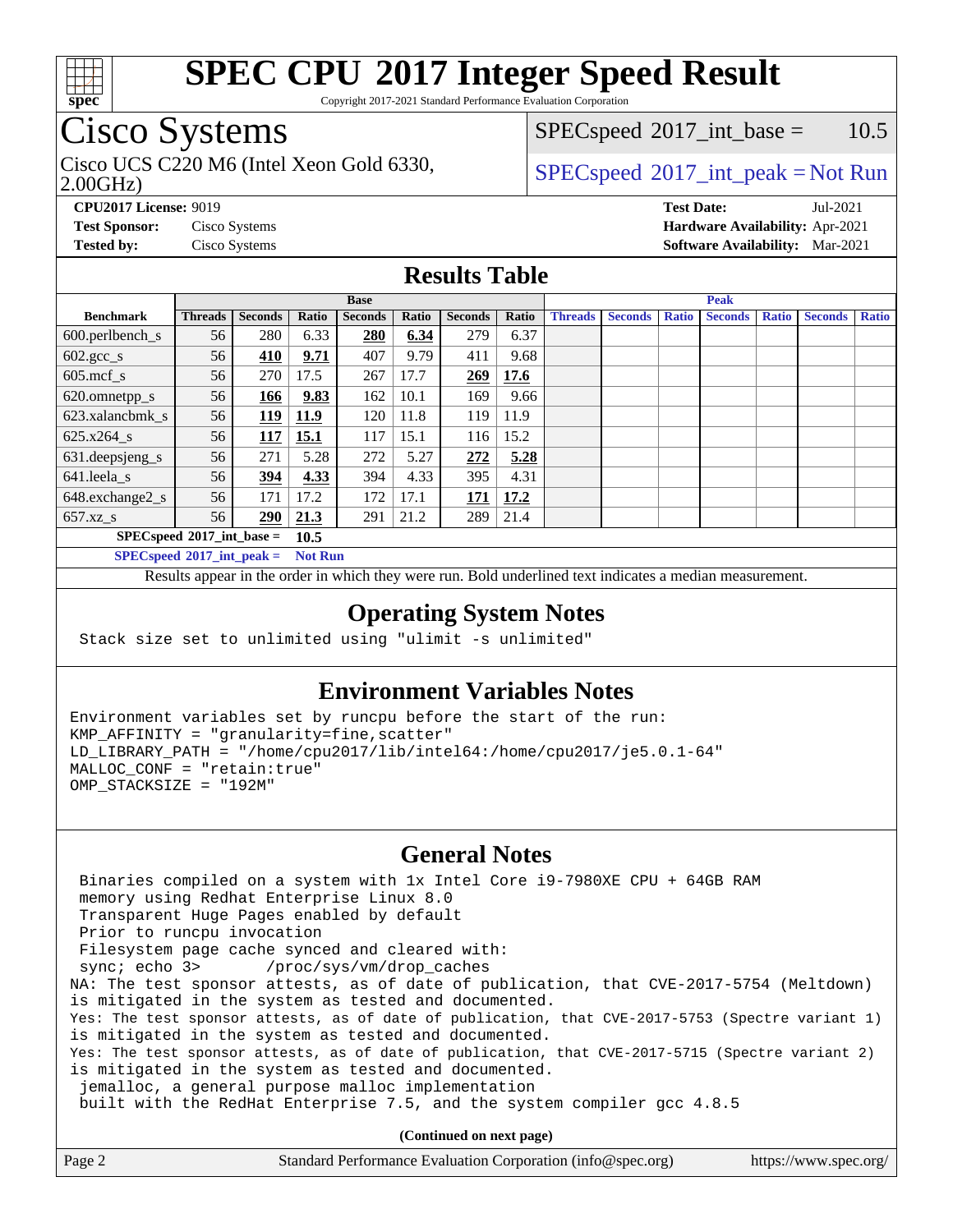# SPEC CPU 2017 Integer Speed Result

Copyright 2017-2021 Standard Performance Evaluation Corporation

## Cisco Systems

Cisco UCS C220 M6 (Intel Xeon Gold 6330, 2.00GHz)

SPECspeed 2017_int_base = 10.5

SPECspeed 2017_int_peak = Not Run

**CPU2017 License:** 9019
**Test Sponsor:** Cisco Systems
**Tested by:** Cisco Systems

**Test Date:** Jul-2021
**Hardware Availability:** Apr-2021
**Software Availability:** Mar-2021

## Results Table

| Benchmark | Base | | | | | | | Peak | | | | | | |
|---|---|---|---|---|---|---|---|---|---|---|---|---|---|---|
| | Threads | Seconds | Ratio | Seconds | Ratio | Seconds | Ratio | Threads | Seconds | Ratio | Seconds | Ratio | Seconds | Ratio |
| 600.perlbench_s | 56 | 280 | 6.33 | **280** | **6.34** | 279 | 6.37 | | | | | | | |
| 602.gcc_s | 56 | **410** | **9.71** | 407 | 9.79 | 411 | 9.68 | | | | | | | |
| 605.mcf_s | 56 | 270 | 17.5 | 267 | 17.7 | **269** | **17.6** | | | | | | | |
| 620.omnetpp_s | 56 | **166** | **9.83** | 162 | 10.1 | 169 | 9.66 | | | | | | | |
| 623.xalancbmk_s | 56 | **119** | **11.9** | 120 | 11.8 | 119 | 11.9 | | | | | | | |
| 625.x264_s | 56 | **117** | **15.1** | 117 | 15.1 | 116 | 15.2 | | | | | | | |
| 631.deepsjeng_s | 56 | 271 | 5.28 | 272 | 5.27 | **272** | **5.28** | | | | | | | |
| 641.leela_s | 56 | **394** | **4.33** | 394 | 4.33 | 395 | 4.31 | | | | | | | |
| 648.exchange2_s | 56 | 171 | 17.2 | 172 | 17.1 | **171** | **17.2** | | | | | | | |
| 657.xz_s | 56 | **290** | **21.3** | 291 | 21.2 | 289 | 21.4 | | | | | | | |

**SPECspeed 2017_int_base = 10.5**

**SPECspeed 2017_int_peak = Not Run**

Results appear in the order in which they were run. Bold underlined text indicates a median measurement.

## Operating System Notes

```
Stack size set to unlimited using "ulimit -s unlimited"
```

## Environment Variables Notes

```
Environment variables set by runcpu before the start of the run:
KMP_AFFINITY = "granularity=fine,scatter"
LD_LIBRARY_PATH = "/home/cpu2017/lib/intel64:/home/cpu2017/je5.0.1-64"
MALLOC_CONF = "retain:true"
OMP_STACKSIZE = "192M"
```

## General Notes

```
 Binaries compiled on a system with 1x Intel Core i9-7980XE CPU + 64GB RAM
 memory using Redhat Enterprise Linux 8.0
 Transparent Huge Pages enabled by default
 Prior to runcpu invocation
 Filesystem page cache synced and cleared with:
 sync; echo 3>       /proc/sys/vm/drop_caches
NA: The test sponsor attests, as of date of publication, that CVE-2017-5754 (Meltdown)
is mitigated in the system as tested and documented.
Yes: The test sponsor attests, as of date of publication, that CVE-2017-5753 (Spectre variant 1)
is mitigated in the system as tested and documented.
Yes: The test sponsor attests, as of date of publication, that CVE-2017-5715 (Spectre variant 2)
is mitigated in the system as tested and documented.
 jemalloc, a general purpose malloc implementation
 built with the RedHat Enterprise 7.5, and the system compiler gcc 4.8.5
```

**(Continued on next page)**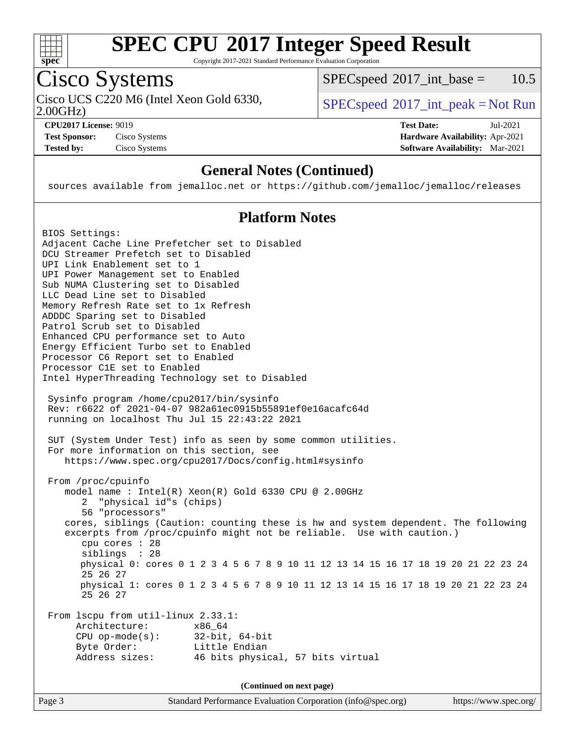# SPEC CPU 2017 Integer Speed Result

Copyright 2017-2021 Standard Performance Evaluation Corporation

## Cisco Systems

Cisco UCS C220 M6 (Intel Xeon Gold 6330, 2.00GHz)

SPECspeed 2017_int_base = 10.5

SPECspeed 2017_int_peak = Not Run

**CPU2017 License:** 9019
**Test Sponsor:** Cisco Systems
**Tested by:** Cisco Systems

**Test Date:** Jul-2021
**Hardware Availability:** Apr-2021
**Software Availability:** Mar-2021

### General Notes (Continued)

```
sources available from jemalloc.net or https://github.com/jemalloc/jemalloc/releases
```

### Platform Notes

```
BIOS Settings:
Adjacent Cache Line Prefetcher set to Disabled
DCU Streamer Prefetch set to Disabled
UPI Link Enablement set to 1
UPI Power Management set to Enabled
Sub NUMA Clustering set to Disabled
LLC Dead Line set to Disabled
Memory Refresh Rate set to 1x Refresh
ADDDC Sparing set to Disabled
Patrol Scrub set to Disabled
Enhanced CPU performance set to Auto
Energy Efficient Turbo set to Enabled
Processor C6 Report set to Enabled
Processor C1E set to Enabled
Intel HyperThreading Technology set to Disabled

 Sysinfo program /home/cpu2017/bin/sysinfo
 Rev: r6622 of 2021-04-07 982a61ec0915b55891ef0e16acafc64d
 running on localhost Thu Jul 15 22:43:22 2021

 SUT (System Under Test) info as seen by some common utilities.
 For more information on this section, see
    https://www.spec.org/cpu2017/Docs/config.html#sysinfo

 From /proc/cpuinfo
    model name : Intel(R) Xeon(R) Gold 6330 CPU @ 2.00GHz
       2  "physical id"s (chips)
       56 "processors"
    cores, siblings (Caution: counting these is hw and system dependent. The following
    excerpts from /proc/cpuinfo might not be reliable.  Use with caution.)
       cpu cores : 28
       siblings  : 28
       physical 0: cores 0 1 2 3 4 5 6 7 8 9 10 11 12 13 14 15 16 17 18 19 20 21 22 23 24
       25 26 27
       physical 1: cores 0 1 2 3 4 5 6 7 8 9 10 11 12 13 14 15 16 17 18 19 20 21 22 23 24
       25 26 27

 From lscpu from util-linux 2.33.1:
      Architecture:        x86_64
      CPU op-mode(s):      32-bit, 64-bit
      Byte Order:          Little Endian
      Address sizes:       46 bits physical, 57 bits virtual
```

(Continued on next page)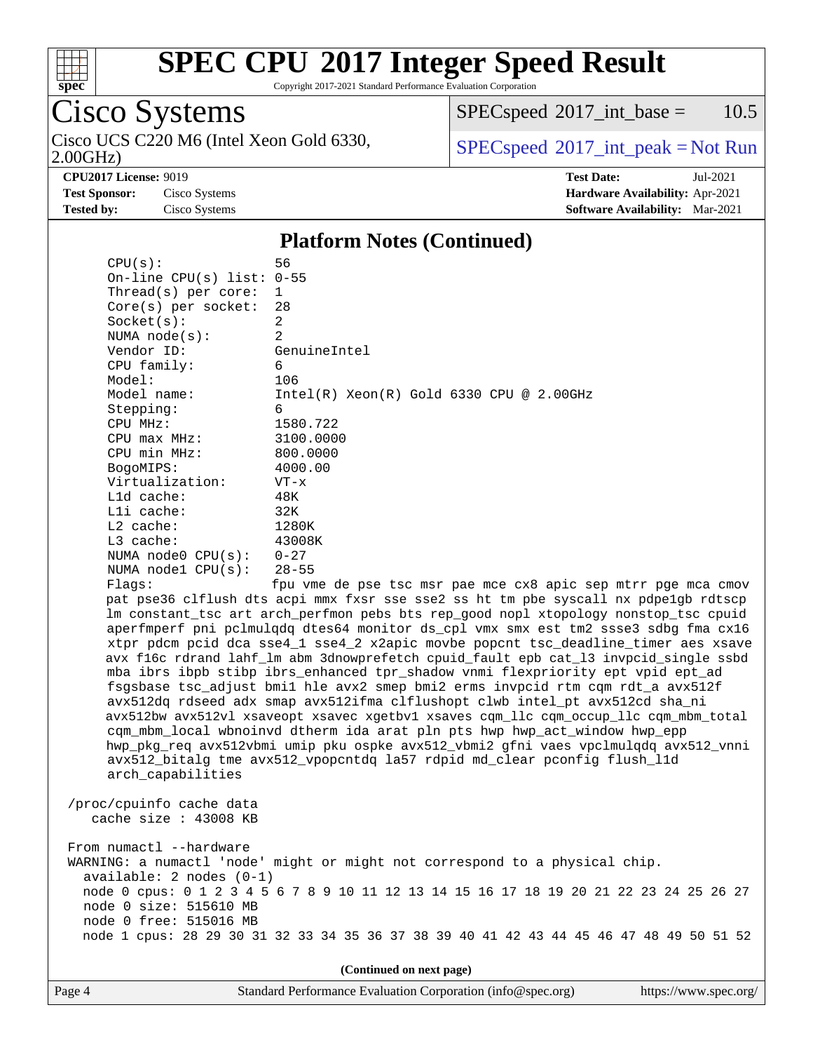# SPEC CPU 2017 Integer Speed Result

Copyright 2017-2021 Standard Performance Evaluation Corporation

**Cisco Systems**

Cisco UCS C220 M6 (Intel Xeon Gold 6330, 2.00GHz)

SPECspeed 2017_int_base = 10.5

SPECspeed 2017_int_peak = Not Run

**CPU2017 License:** 9019
**Test Sponsor:** Cisco Systems
**Tested by:** Cisco Systems

**Test Date:** Jul-2021
**Hardware Availability:** Apr-2021
**Software Availability:** Mar-2021

## Platform Notes (Continued)

```
CPU(s):                56
On-line CPU(s) list:   0-55
Thread(s) per core:    1
Core(s) per socket:    28
Socket(s):             2
NUMA node(s):          2
Vendor ID:             GenuineIntel
CPU family:            6
Model:                 106
Model name:            Intel(R) Xeon(R) Gold 6330 CPU @ 2.00GHz
Stepping:              6
CPU MHz:               1580.722
CPU max MHz:           3100.0000
CPU min MHz:           800.0000
BogoMIPS:              4000.00
Virtualization:        VT-x
L1d cache:             48K
L1i cache:             32K
L2 cache:              1280K
L3 cache:              43008K
NUMA node0 CPU(s):     0-27
NUMA node1 CPU(s):     28-55
Flags:                 fpu vme de pse tsc msr pae mce cx8 apic sep mtrr pge mca cmov
pat pse36 clflush dts acpi mmx fxsr sse sse2 ss ht tm pbe syscall nx pdpe1gb rdtscp
lm constant_tsc art arch_perfmon pebs bts rep_good nopl xtopology nonstop_tsc cpuid
aperfmperf pni pclmulqdq dtes64 monitor ds_cpl vmx smx est tm2 ssse3 sdbg fma cx16
xtpr pdcm pcid dca sse4_1 sse4_2 x2apic movbe popcnt tsc_deadline_timer aes xsave
avx f16c rdrand lahf_lm abm 3dnowprefetch cpuid_fault epb cat_l3 invpcid_single ssbd
mba ibrs ibpb stibp ibrs_enhanced tpr_shadow vnmi flexpriority ept vpid ept_ad
fsgsbase tsc_adjust bmi1 hle avx2 smep bmi2 erms invpcid rtm cqm rdt_a avx512f
avx512dq rdseed adx smap avx512ifma clflushopt clwb intel_pt avx512cd sha_ni
avx512bw avx512vl xsaveopt xsavec xgetbv1 xsaves cqm_llc cqm_occup_llc cqm_mbm_total
cqm_mbm_local wbnoinvd dtherm ida arat pln pts hwp hwp_act_window hwp_epp
hwp_pkg_req avx512vbmi umip pku ospke avx512_vbmi2 gfni vaes vpclmulqdq avx512_vnni
avx512_bitalg tme avx512_vpopcntdq la57 rdpid md_clear pconfig flush_l1d
arch_capabilities

/proc/cpuinfo cache data
   cache size : 43008 KB

From numactl --hardware
WARNING: a numactl 'node' might or might not correspond to a physical chip.
  available: 2 nodes (0-1)
  node 0 cpus: 0 1 2 3 4 5 6 7 8 9 10 11 12 13 14 15 16 17 18 19 20 21 22 23 24 25 26 27
  node 0 size: 515610 MB
  node 0 free: 515016 MB
  node 1 cpus: 28 29 30 31 32 33 34 35 36 37 38 39 40 41 42 43 44 45 46 47 48 49 50 51 52
```

(Continued on next page)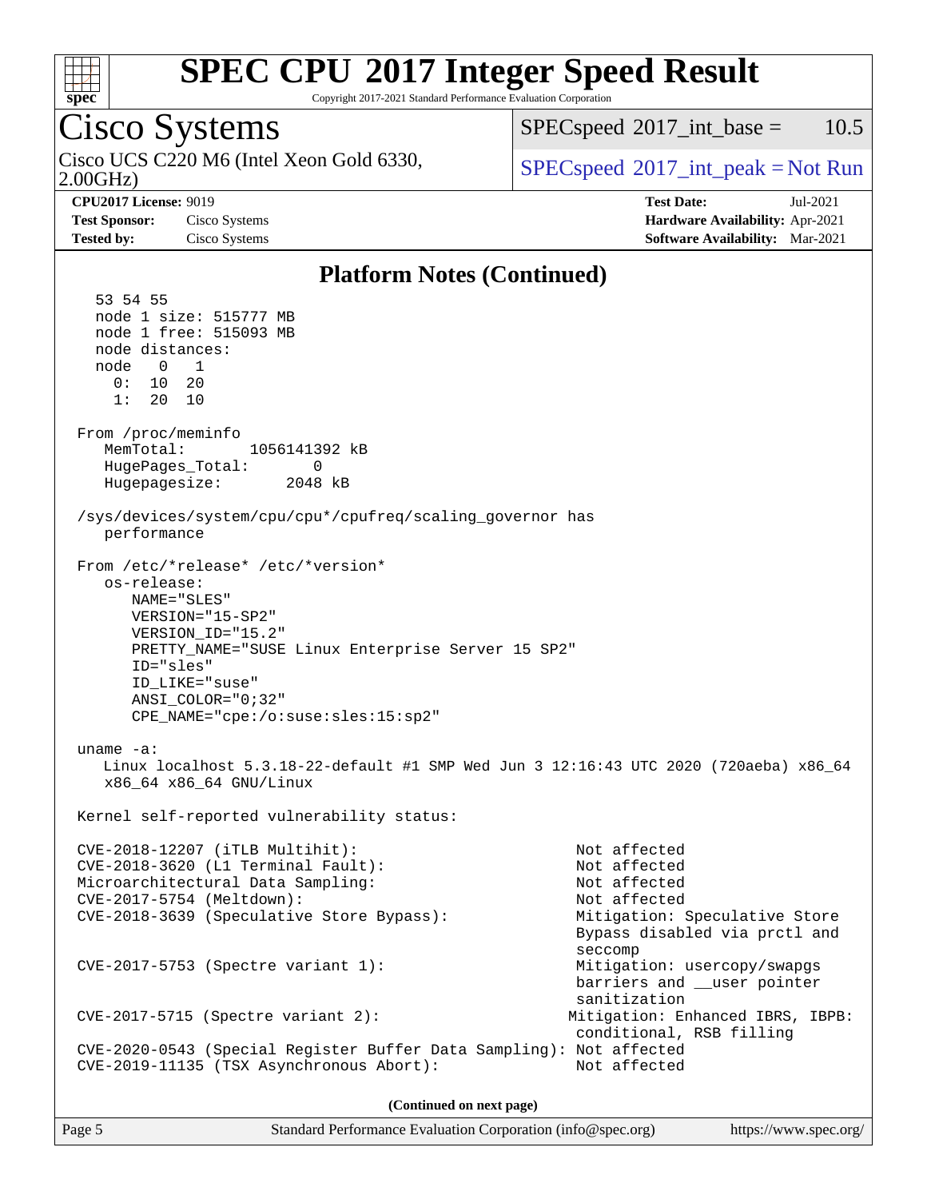## Platform Notes (Continued)

```
   53 54 55
   node 1 size: 515777 MB
   node 1 free: 515093 MB
   node distances:
   node   0   1
     0:  10  20
     1:  20  10

 From /proc/meminfo
    MemTotal:       1056141392 kB
    HugePages_Total:       0
    Hugepagesize:       2048 kB

 /sys/devices/system/cpu/cpu*/cpufreq/scaling_governor has
    performance

 From /etc/*release* /etc/*version*
    os-release:
       NAME="SLES"
       VERSION="15-SP2"
       VERSION_ID="15.2"
       PRETTY_NAME="SUSE Linux Enterprise Server 15 SP2"
       ID="sles"
       ID_LIKE="suse"
       ANSI_COLOR="0;32"
       CPE_NAME="cpe:/o:suse:sles:15:sp2"

 uname -a:
    Linux localhost 5.3.18-22-default #1 SMP Wed Jun 3 12:16:43 UTC 2020 (720aeba) x86_64
    x86_64 x86_64 GNU/Linux

 Kernel self-reported vulnerability status:

 CVE-2018-12207 (iTLB Multihit):                          Not affected
 CVE-2018-3620 (L1 Terminal Fault):                       Not affected
 Microarchitectural Data Sampling:                        Not affected
 CVE-2017-5754 (Meltdown):                                Not affected
 CVE-2018-3639 (Speculative Store Bypass):                Mitigation: Speculative Store
                                                          Bypass disabled via prctl and
                                                          seccomp
 CVE-2017-5753 (Spectre variant 1):                       Mitigation: usercopy/swapgs
                                                          barriers and __user pointer
                                                          sanitization
 CVE-2017-5715 (Spectre variant 2):                      Mitigation: Enhanced IBRS, IBPB:
                                                          conditional, RSB filling
 CVE-2020-0543 (Special Register Buffer Data Sampling): Not affected
 CVE-2019-11135 (TSX Asynchronous Abort):                 Not affected
```

**(Continued on next page)**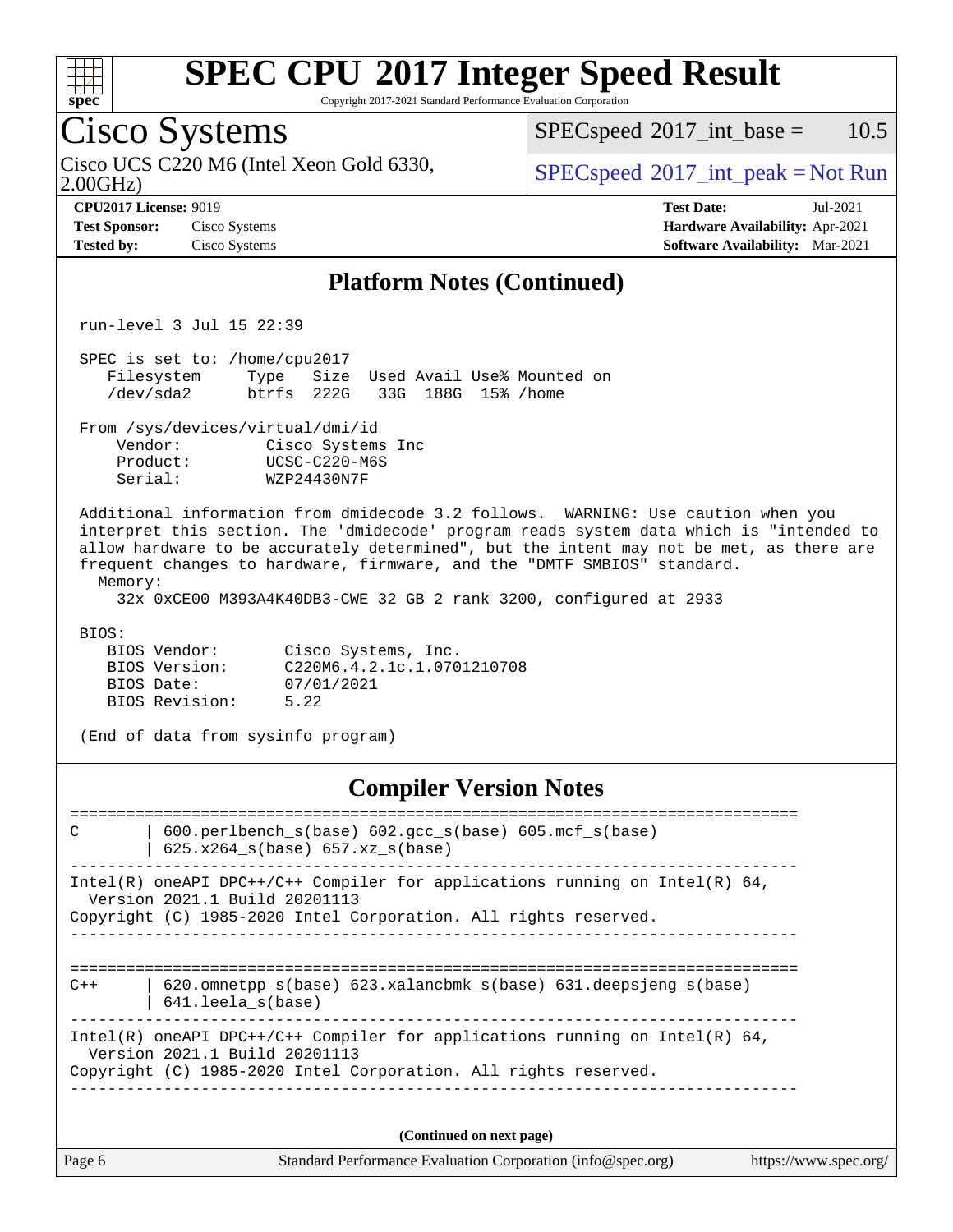## Platform Notes (Continued)

```
run-level 3 Jul 15 22:39

SPEC is set to: /home/cpu2017
   Filesystem     Type   Size  Used Avail Use% Mounted on
   /dev/sda2      btrfs  222G   33G  188G  15% /home

From /sys/devices/virtual/dmi/id
    Vendor:         Cisco Systems Inc
    Product:        UCSC-C220-M6S
    Serial:         WZP24430N7F

Additional information from dmidecode 3.2 follows.  WARNING: Use caution when you
interpret this section. The 'dmidecode' program reads system data which is "intended to
allow hardware to be accurately determined", but the intent may not be met, as there are
frequent changes to hardware, firmware, and the "DMTF SMBIOS" standard.
  Memory:
    32x 0xCE00 M393A4K40DB3-CWE 32 GB 2 rank 3200, configured at 2933

BIOS:
   BIOS Vendor:       Cisco Systems, Inc.
   BIOS Version:      C220M6.4.2.1c.1.0701210708
   BIOS Date:         07/01/2021
   BIOS Revision:     5.22

(End of data from sysinfo program)
```

## Compiler Version Notes

```
==============================================================================
C       | 600.perlbench_s(base) 602.gcc_s(base) 605.mcf_s(base)
        | 625.x264_s(base) 657.xz_s(base)
------------------------------------------------------------------------------
Intel(R) oneAPI DPC++/C++ Compiler for applications running on Intel(R) 64,
  Version 2021.1 Build 20201113
Copyright (C) 1985-2020 Intel Corporation. All rights reserved.
------------------------------------------------------------------------------

==============================================================================
C++     | 620.omnetpp_s(base) 623.xalancbmk_s(base) 631.deepsjeng_s(base)
        | 641.leela_s(base)
------------------------------------------------------------------------------
Intel(R) oneAPI DPC++/C++ Compiler for applications running on Intel(R) 64,
  Version 2021.1 Build 20201113
Copyright (C) 1985-2020 Intel Corporation. All rights reserved.
------------------------------------------------------------------------------
```

**(Continued on next page)**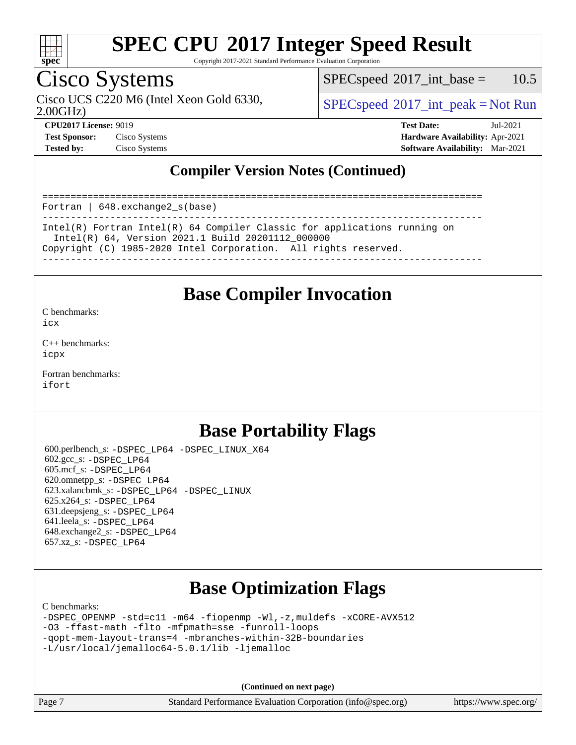## Compiler Version Notes (Continued)

```
==============================================================================
Fortran | 648.exchange2_s(base)
------------------------------------------------------------------------------
Intel(R) Fortran Intel(R) 64 Compiler Classic for applications running on
  Intel(R) 64, Version 2021.1 Build 20201112_000000
Copyright (C) 1985-2020 Intel Corporation.  All rights reserved.
------------------------------------------------------------------------------
```

## Base Compiler Invocation

C benchmarks:
icx

C++ benchmarks:
icpx

Fortran benchmarks:
ifort

## Base Portability Flags

600.perlbench_s: -DSPEC_LP64 -DSPEC_LINUX_X64
602.gcc_s: -DSPEC_LP64
605.mcf_s: -DSPEC_LP64
620.omnetpp_s: -DSPEC_LP64
623.xalancbmk_s: -DSPEC_LP64 -DSPEC_LINUX
625.x264_s: -DSPEC_LP64
631.deepsjeng_s: -DSPEC_LP64
641.leela_s: -DSPEC_LP64
648.exchange2_s: -DSPEC_LP64
657.xz_s: -DSPEC_LP64

## Base Optimization Flags

C benchmarks:
-DSPEC_OPENMP -std=c11 -m64 -fiopenmp -Wl,-z,muldefs -xCORE-AVX512
-O3 -ffast-math -flto -mfpmath=sse -funroll-loops
-qopt-mem-layout-trans=4 -mbranches-within-32B-boundaries
-L/usr/local/jemalloc64-5.0.1/lib -ljemalloc

**(Continued on next page)**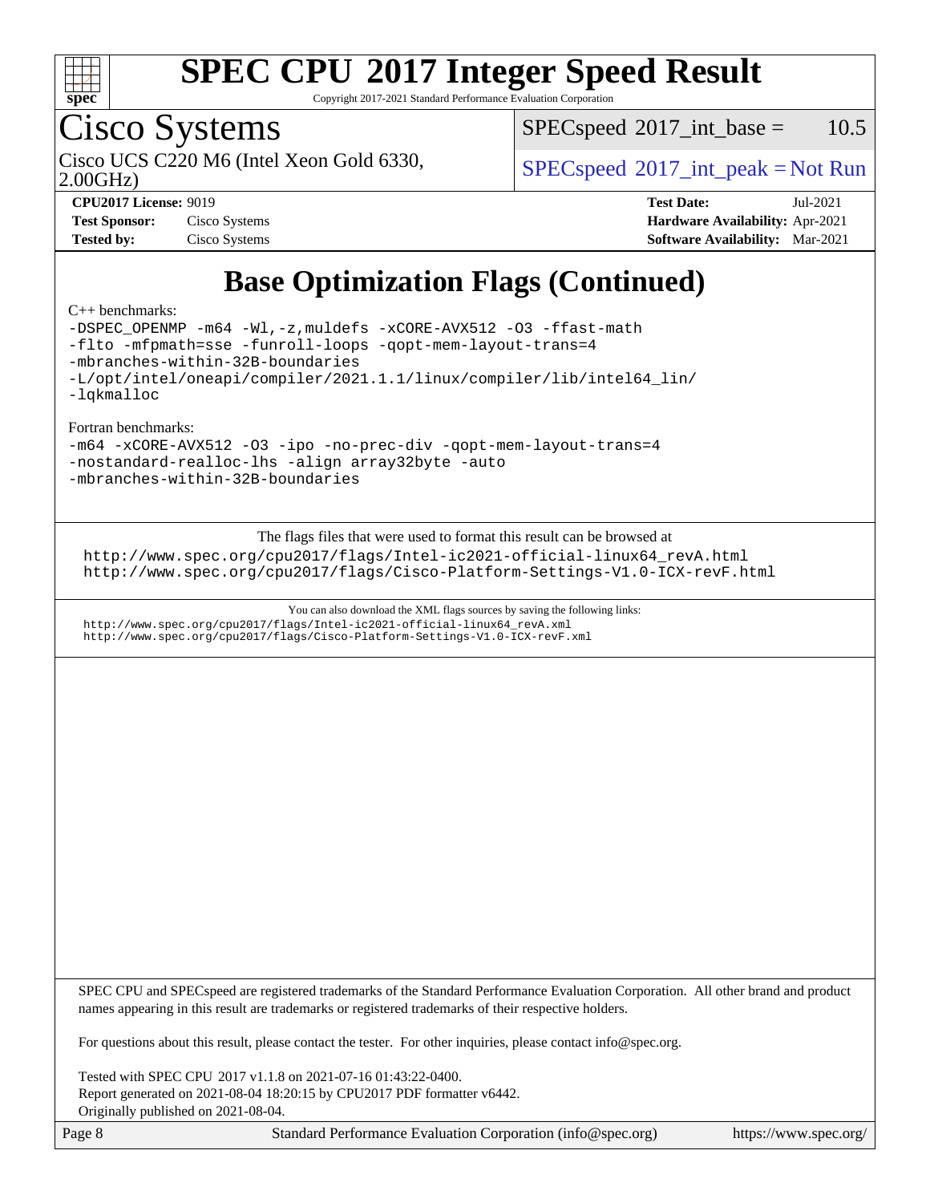# Base Optimization Flags (Continued)

C++ benchmarks:

```
-DSPEC_OPENMP -m64 -Wl,-z,muldefs -xCORE-AVX512 -O3 -ffast-math
-flto -mfpmath=sse -funroll-loops -qopt-mem-layout-trans=4
-mbranches-within-32B-boundaries
-L/opt/intel/oneapi/compiler/2021.1.1/linux/compiler/lib/intel64_lin/
-lqkmalloc
```

Fortran benchmarks:

```
-m64 -xCORE-AVX512 -O3 -ipo -no-prec-div -qopt-mem-layout-trans=4
-nostandard-realloc-lhs -align array32byte -auto
-mbranches-within-32B-boundaries
```

The flags files that were used to format this result can be browsed at
http://www.spec.org/cpu2017/flags/Intel-ic2021-official-linux64_revA.html
http://www.spec.org/cpu2017/flags/Cisco-Platform-Settings-V1.0-ICX-revF.html

You can also download the XML flags sources by saving the following links:
http://www.spec.org/cpu2017/flags/Intel-ic2021-official-linux64_revA.xml
http://www.spec.org/cpu2017/flags/Cisco-Platform-Settings-V1.0-ICX-revF.xml

SPEC CPU and SPECspeed are registered trademarks of the Standard Performance Evaluation Corporation. All other brand and product names appearing in this result are trademarks or registered trademarks of their respective holders.

For questions about this result, please contact the tester. For other inquiries, please contact info@spec.org.

Tested with SPEC CPU 2017 v1.1.8 on 2021-07-16 01:43:22-0400.
Report generated on 2021-08-04 18:20:15 by CPU2017 PDF formatter v6442.
Originally published on 2021-08-04.